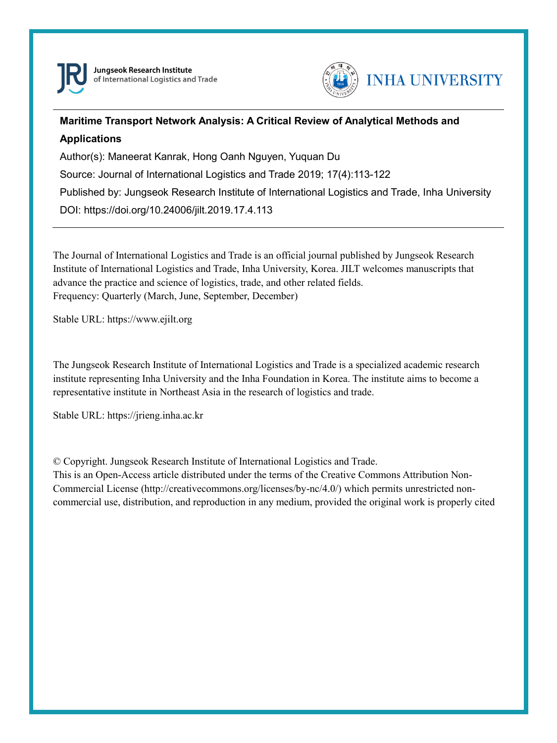Jungseok Research Institute
of International Logistics and Trade

INHA UNIVERSITY

---

**Maritime Transport Network Analysis: A Critical Review of Analytical Methods and Applications**

Author(s): Maneerat Kanrak, Hong Oanh Nguyen, Yuquan Du

Source: Journal of International Logistics and Trade 2019; 17(4):113-122

Published by: Jungseok Research Institute of International Logistics and Trade, Inha University

DOI: https://doi.org/10.24006/jilt.2019.17.4.113

---

The Journal of International Logistics and Trade is an official journal published by Jungseok Research Institute of International Logistics and Trade, Inha University, Korea. JILT welcomes manuscripts that advance the practice and science of logistics, trade, and other related fields.
Frequency: Quarterly (March, June, September, December)

Stable URL: https://www.ejilt.org

The Jungseok Research Institute of International Logistics and Trade is a specialized academic research institute representing Inha University and the Inha Foundation in Korea. The institute aims to become a representative institute in Northeast Asia in the research of logistics and trade.

Stable URL: https://jrieng.inha.ac.kr

© Copyright. Jungseok Research Institute of International Logistics and Trade.
This is an Open-Access article distributed under the terms of the Creative Commons Attribution Non-Commercial License (http://creativecommons.org/licenses/by-nc/4.0/) which permits unrestricted non-commercial use, distribution, and reproduction in any medium, provided the original work is properly cited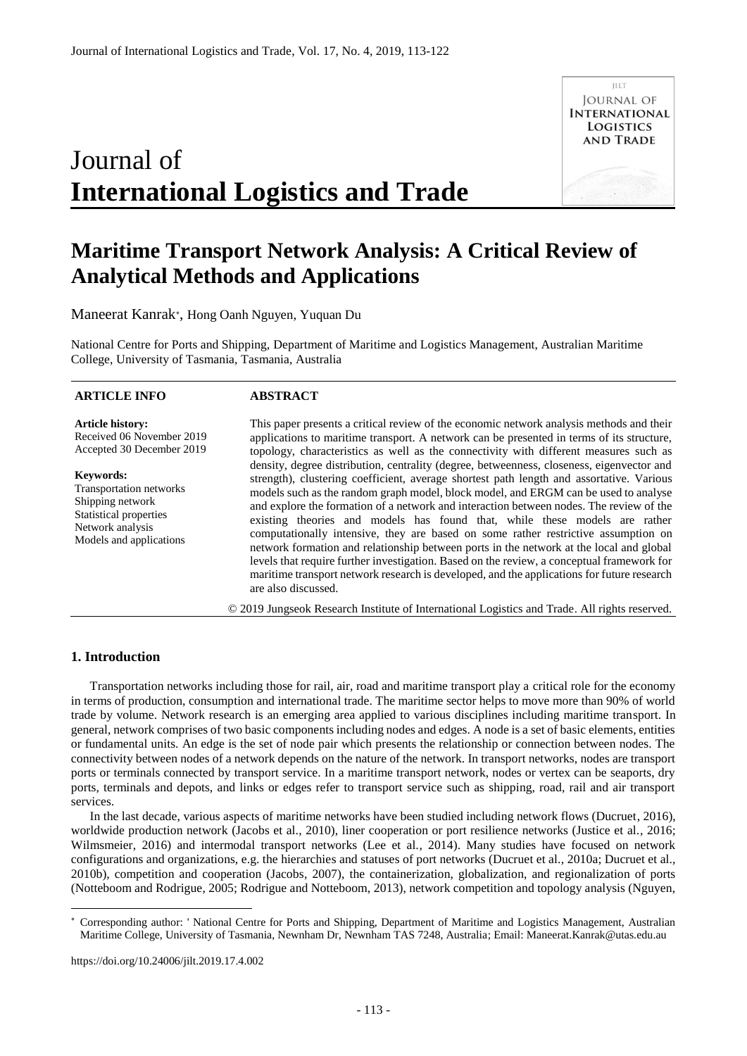# Journal of **International Logistics and Trade**

# Maritime Transport Network Analysis: A Critical Review of Analytical Methods and Applications

Maneerat Kanrak*, Hong Oanh Nguyen, Yuquan Du

National Centre for Ports and Shipping, Department of Maritime and Logistics Management, Australian Maritime College, University of Tasmania, Tasmania, Australia

**ARTICLE INFO**

**Article history:**
Received 06 November 2019
Accepted 30 December 2019

**Keywords:**
Transportation networks
Shipping network
Statistical properties
Network analysis
Models and applications

**ABSTRACT**

This paper presents a critical review of the economic network analysis methods and their applications to maritime transport. A network can be presented in terms of its structure, topology, characteristics as well as the connectivity with different measures such as density, degree distribution, centrality (degree, betweenness, closeness, eigenvector and strength), clustering coefficient, average shortest path length and assortative. Various models such as the random graph model, block model, and ERGM can be used to analyse and explore the formation of a network and interaction between nodes. The review of the existing theories and models has found that, while these models are rather computationally intensive, they are based on some rather restrictive assumption on network formation and relationship between ports in the network at the local and global levels that require further investigation. Based on the review, a conceptual framework for maritime transport network research is developed, and the applications for future research are also discussed.

© 2019 Jungseok Research Institute of International Logistics and Trade. All rights reserved.

## 1. Introduction

Transportation networks including those for rail, air, road and maritime transport play a critical role for the economy in terms of production, consumption and international trade. The maritime sector helps to move more than 90% of world trade by volume. Network research is an emerging area applied to various disciplines including maritime transport. In general, network comprises of two basic components including nodes and edges. A node is a set of basic elements, entities or fundamental units. An edge is the set of node pair which presents the relationship or connection between nodes. The connectivity between nodes of a network depends on the nature of the network. In transport networks, nodes are transport ports or terminals connected by transport service. In a maritime transport network, nodes or vertex can be seaports, dry ports, terminals and depots, and links or edges refer to transport service such as shipping, road, rail and air transport services.

In the last decade, various aspects of maritime networks have been studied including network flows (Ducruet, 2016), worldwide production network (Jacobs et al., 2010), liner cooperation or port resilience networks (Justice et al., 2016; Wilmsmeier, 2016) and intermodal transport networks (Lee et al., 2014). Many studies have focused on network configurations and organizations, e.g. the hierarchies and statuses of port networks (Ducruet et al., 2010a; Ducruet et al., 2010b), competition and cooperation (Jacobs, 2007), the containerization, globalization, and regionalization of ports (Notteboom and Rodrigue, 2005; Rodrigue and Notteboom, 2013), network competition and topology analysis (Nguyen,

* Corresponding author: ' National Centre for Ports and Shipping, Department of Maritime and Logistics Management, Australian Maritime College, University of Tasmania, Newnham Dr, Newnham TAS 7248, Australia; Email: Maneerat.Kanrak@utas.edu.au

https://doi.org/10.24006/jilt.2019.17.4.002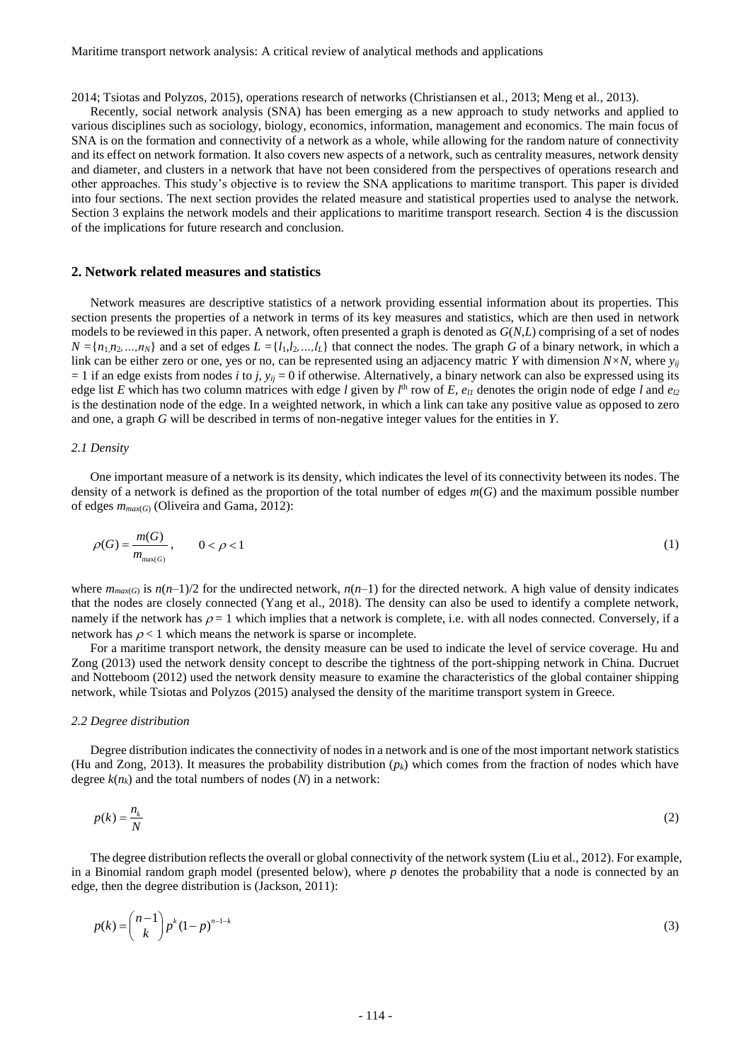2014; Tsiotas and Polyzos, 2015), operations research of networks (Christiansen et al., 2013; Meng et al., 2013).

Recently, social network analysis (SNA) has been emerging as a new approach to study networks and applied to various disciplines such as sociology, biology, economics, information, management and economics. The main focus of SNA is on the formation and connectivity of a network as a whole, while allowing for the random nature of connectivity and its effect on network formation. It also covers new aspects of a network, such as centrality measures, network density and diameter, and clusters in a network that have not been considered from the perspectives of operations research and other approaches. This study's objective is to review the SNA applications to maritime transport. This paper is divided into four sections. The next section provides the related measure and statistical properties used to analyse the network. Section 3 explains the network models and their applications to maritime transport research. Section 4 is the discussion of the implications for future research and conclusion.

## 2. Network related measures and statistics

Network measures are descriptive statistics of a network providing essential information about its properties. This section presents the properties of a network in terms of its key measures and statistics, which are then used in network models to be reviewed in this paper. A network, often presented a graph is denoted as $G(N,L)$ comprising of a set of nodes $N = \{n_1, n_2, \ldots, n_N\}$ and a set of edges $L = \{l_1, l_2, \ldots, l_L\}$ that connect the nodes. The graph $G$ of a binary network, in which a link can be either zero or one, yes or no, can be represented using an adjacency matric $Y$ with dimension $N \times N$, where $y_{ij} = 1$ if an edge exists from nodes $i$ to $j$, $y_{ij} = 0$ if otherwise. Alternatively, a binary network can also be expressed using its edge list $E$ which has two column matrices with edge $l$ given by $l^{\text{th}}$ row of $E$, $e_{l1}$ denotes the origin node of edge $l$ and $e_{l2}$ is the destination node of the edge. In a weighted network, in which a link can take any positive value as opposed to zero and one, a graph $G$ will be described in terms of non-negative integer values for the entities in $Y$.

### *2.1 Density*

One important measure of a network is its density, which indicates the level of its connectivity between its nodes. The density of a network is defined as the proportion of the total number of edges $m(G)$ and the maximum possible number of edges $m_{max(G)}$ (Oliveira and Gama, 2012):

$$\rho(G) = \frac{m(G)}{m_{\max(G)}}, \qquad 0 < \rho < 1 \tag{1}$$

where $m_{max(G)}$ is $n(n-1)/2$ for the undirected network, $n(n-1)$ for the directed network. A high value of density indicates that the nodes are closely connected (Yang et al., 2018). The density can also be used to identify a complete network, namely if the network has $\rho = 1$ which implies that a network is complete, i.e. with all nodes connected. Conversely, if a network has $\rho < 1$ which means the network is sparse or incomplete.

For a maritime transport network, the density measure can be used to indicate the level of service coverage. Hu and Zong (2013) used the network density concept to describe the tightness of the port-shipping network in China. Ducruet and Notteboom (2012) used the network density measure to examine the characteristics of the global container shipping network, while Tsiotas and Polyzos (2015) analysed the density of the maritime transport system in Greece.

### *2.2 Degree distribution*

Degree distribution indicates the connectivity of nodes in a network and is one of the most important network statistics (Hu and Zong, 2013). It measures the probability distribution ($p_k$) which comes from the fraction of nodes which have degree $k(n_k)$ and the total numbers of nodes ($N$) in a network:

$$p(k) = \frac{n_k}{N} \tag{2}$$

The degree distribution reflects the overall or global connectivity of the network system (Liu et al., 2012). For example, in a Binomial random graph model (presented below), where $p$ denotes the probability that a node is connected by an edge, then the degree distribution is (Jackson, 2011):

$$p(k) = \binom{n-1}{k} p^k (1-p)^{n-1-k} \tag{3}$$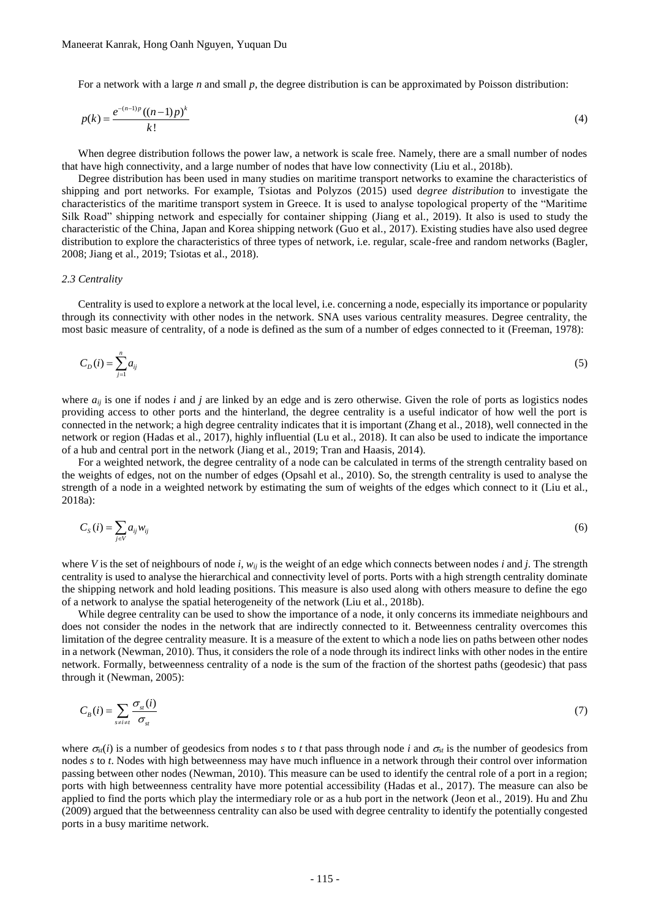For a network with a large $n$ and small $p$, the degree distribution is can be approximated by Poisson distribution:

$$p(k) = \frac{e^{-(n-1)p}((n-1)p)^k}{k!} \tag{4}$$

When degree distribution follows the power law, a network is scale free. Namely, there are a small number of nodes that have high connectivity, and a large number of nodes that have low connectivity (Liu et al., 2018b).

Degree distribution has been used in many studies on maritime transport networks to examine the characteristics of shipping and port networks. For example, Tsiotas and Polyzos (2015) used d*egree distribution* to investigate the characteristics of the maritime transport system in Greece. It is used to analyse topological property of the "Maritime Silk Road" shipping network and especially for container shipping (Jiang et al., 2019). It also is used to study the characteristic of the China, Japan and Korea shipping network (Guo et al., 2017). Existing studies have also used degree distribution to explore the characteristics of three types of network, i.e. regular, scale-free and random networks (Bagler, 2008; Jiang et al., 2019; Tsiotas et al., 2018).

### *2.3 Centrality*

Centrality is used to explore a network at the local level, i.e. concerning a node, especially its importance or popularity through its connectivity with other nodes in the network. SNA uses various centrality measures. Degree centrality, the most basic measure of centrality, of a node is defined as the sum of a number of edges connected to it (Freeman, 1978):

$$C_D(i) = \sum_{j=1}^{n} a_{ij} \tag{5}$$

where $a_{ij}$ is one if nodes $i$ and $j$ are linked by an edge and is zero otherwise. Given the role of ports as logistics nodes providing access to other ports and the hinterland, the degree centrality is a useful indicator of how well the port is connected in the network; a high degree centrality indicates that it is important (Zhang et al., 2018), well connected in the network or region (Hadas et al., 2017), highly influential (Lu et al., 2018). It can also be used to indicate the importance of a hub and central port in the network (Jiang et al., 2019; Tran and Haasis, 2014).

For a weighted network, the degree centrality of a node can be calculated in terms of the strength centrality based on the weights of edges, not on the number of edges (Opsahl et al., 2010). So, the strength centrality is used to analyse the strength of a node in a weighted network by estimating the sum of weights of the edges which connect to it (Liu et al., 2018a):

$$C_S(i) = \sum_{j \in V} a_{ij} w_{ij} \tag{6}$$

where $V$ is the set of neighbours of node $i$, $w_{ij}$ is the weight of an edge which connects between nodes $i$ and $j$. The strength centrality is used to analyse the hierarchical and connectivity level of ports. Ports with a high strength centrality dominate the shipping network and hold leading positions. This measure is also used along with others measure to define the ego of a network to analyse the spatial heterogeneity of the network (Liu et al., 2018b).

While degree centrality can be used to show the importance of a node, it only concerns its immediate neighbours and does not consider the nodes in the network that are indirectly connected to it. Betweenness centrality overcomes this limitation of the degree centrality measure. It is a measure of the extent to which a node lies on paths between other nodes in a network (Newman, 2010). Thus, it considers the role of a node through its indirect links with other nodes in the entire network. Formally, betweenness centrality of a node is the sum of the fraction of the shortest paths (geodesic) that pass through it (Newman, 2005):

$$C_B(i) = \sum_{s \neq i \neq t} \frac{\sigma_{st}(i)}{\sigma_{st}} \tag{7}$$

where $\sigma_{st}(i)$ is a number of geodesics from nodes $s$ to $t$ that pass through node $i$ and $\sigma_{st}$ is the number of geodesics from nodes $s$ to $t$. Nodes with high betweenness may have much influence in a network through their control over information passing between other nodes (Newman, 2010). This measure can be used to identify the central role of a port in a region; ports with high betweenness centrality have more potential accessibility (Hadas et al., 2017). The measure can also be applied to find the ports which play the intermediary role or as a hub port in the network (Jeon et al., 2019). Hu and Zhu (2009) argued that the betweenness centrality can also be used with degree centrality to identify the potentially congested ports in a busy maritime network.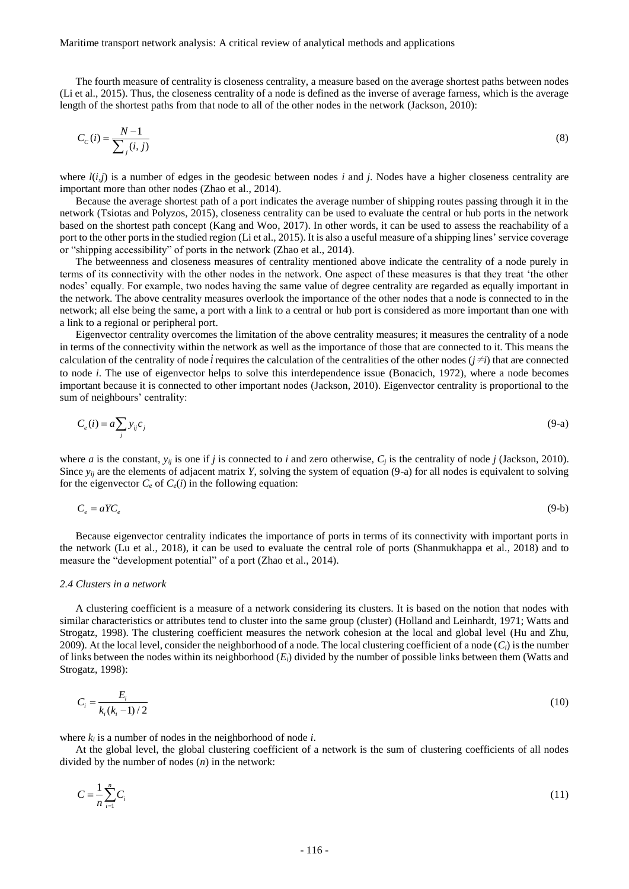The fourth measure of centrality is closeness centrality, a measure based on the average shortest paths between nodes (Li et al., 2015). Thus, the closeness centrality of a node is defined as the inverse of average farness, which is the average length of the shortest paths from that node to all of the other nodes in the network (Jackson, 2010):

$$C_C(i) = \frac{N-1}{\sum_j (i,j)} \tag{8}$$

where $l(i,j)$ is a number of edges in the geodesic between nodes $i$ and $j$. Nodes have a higher closeness centrality are important more than other nodes (Zhao et al., 2014).

Because the average shortest path of a port indicates the average number of shipping routes passing through it in the network (Tsiotas and Polyzos, 2015), closeness centrality can be used to evaluate the central or hub ports in the network based on the shortest path concept (Kang and Woo, 2017). In other words, it can be used to assess the reachability of a port to the other ports in the studied region (Li et al., 2015). It is also a useful measure of a shipping lines' service coverage or "shipping accessibility" of ports in the network (Zhao et al., 2014).

The betweenness and closeness measures of centrality mentioned above indicate the centrality of a node purely in terms of its connectivity with the other nodes in the network. One aspect of these measures is that they treat 'the other nodes' equally. For example, two nodes having the same value of degree centrality are regarded as equally important in the network. The above centrality measures overlook the importance of the other nodes that a node is connected to in the network; all else being the same, a port with a link to a central or hub port is considered as more important than one with a link to a regional or peripheral port.

Eigenvector centrality overcomes the limitation of the above centrality measures; it measures the centrality of a node in terms of the connectivity within the network as well as the importance of those that are connected to it. This means the calculation of the centrality of node $i$ requires the calculation of the centralities of the other nodes ($j \neq i$) that are connected to node $i$. The use of eigenvector helps to solve this interdependence issue (Bonacich, 1972), where a node becomes important because it is connected to other important nodes (Jackson, 2010). Eigenvector centrality is proportional to the sum of neighbours' centrality:

$$C_e(i) = a\sum_j y_{ij} c_j \tag{9-a}$$

where $a$ is the constant, $y_{ij}$ is one if $j$ is connected to $i$ and zero otherwise, $C_j$ is the centrality of node $j$ (Jackson, 2010). Since $y_{ij}$ are the elements of adjacent matrix $Y$, solving the system of equation (9-a) for all nodes is equivalent to solving for the eigenvector $C_e$ of $C_e(i)$ in the following equation:

$$C_e = aYC_e \tag{9-b}$$

Because eigenvector centrality indicates the importance of ports in terms of its connectivity with important ports in the network (Lu et al., 2018), it can be used to evaluate the central role of ports (Shanmukhappa et al., 2018) and to measure the "development potential" of a port (Zhao et al., 2014).

### *2.4 Clusters in a network*

A clustering coefficient is a measure of a network considering its clusters. It is based on the notion that nodes with similar characteristics or attributes tend to cluster into the same group (cluster) (Holland and Leinhardt, 1971; Watts and Strogatz, 1998). The clustering coefficient measures the network cohesion at the local and global level (Hu and Zhu, 2009). At the local level, consider the neighborhood of a node. The local clustering coefficient of a node ($C_i$) is the number of links between the nodes within its neighborhood ($E_i$) divided by the number of possible links between them (Watts and Strogatz, 1998):

$$C_i = \frac{E_i}{k_i(k_i - 1)/2} \tag{10}$$

where $k_i$ is a number of nodes in the neighborhood of node $i$.

At the global level, the global clustering coefficient of a network is the sum of clustering coefficients of all nodes divided by the number of nodes ($n$) in the network:

$$C = \frac{1}{n}\sum_{i=1}^{n} C_i \tag{11}$$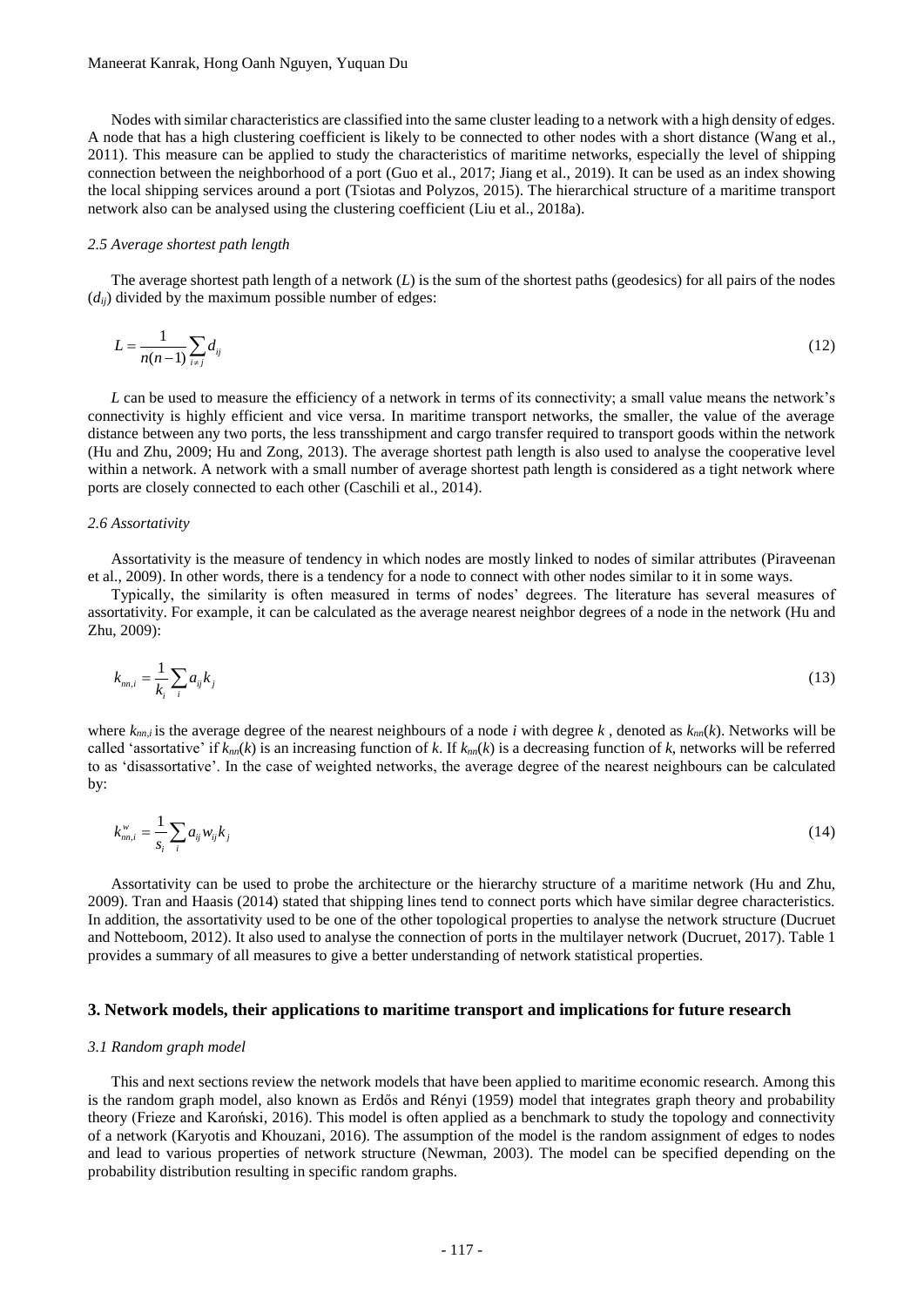Nodes with similar characteristics are classified into the same cluster leading to a network with a high density of edges. A node that has a high clustering coefficient is likely to be connected to other nodes with a short distance (Wang et al., 2011). This measure can be applied to study the characteristics of maritime networks, especially the level of shipping connection between the neighborhood of a port (Guo et al., 2017; Jiang et al., 2019). It can be used as an index showing the local shipping services around a port (Tsiotas and Polyzos, 2015). The hierarchical structure of a maritime transport network also can be analysed using the clustering coefficient (Liu et al., 2018a).

### *2.5 Average shortest path length*

The average shortest path length of a network ($L$) is the sum of the shortest paths (geodesics) for all pairs of the nodes ($d_{ij}$) divided by the maximum possible number of edges:

$$L = \frac{1}{n(n-1)} \sum_{i \neq j} d_{ij} \tag{12}$$

$L$ can be used to measure the efficiency of a network in terms of its connectivity; a small value means the network's connectivity is highly efficient and vice versa. In maritime transport networks, the smaller, the value of the average distance between any two ports, the less transshipment and cargo transfer required to transport goods within the network (Hu and Zhu, 2009; Hu and Zong, 2013). The average shortest path length is also used to analyse the cooperative level within a network. A network with a small number of average shortest path length is considered as a tight network where ports are closely connected to each other (Caschili et al., 2014).

### *2.6 Assortativity*

Assortativity is the measure of tendency in which nodes are mostly linked to nodes of similar attributes (Piraveenan et al., 2009). In other words, there is a tendency for a node to connect with other nodes similar to it in some ways.

Typically, the similarity is often measured in terms of nodes' degrees. The literature has several measures of assortativity. For example, it can be calculated as the average nearest neighbor degrees of a node in the network (Hu and Zhu, 2009):

$$k_{nn,i} = \frac{1}{k_i} \sum_i a_{ij} k_j \tag{13}$$

where $k_{nn,i}$ is the average degree of the nearest neighbours of a node $i$ with degree $k$ , denoted as $k_{nn}(k)$. Networks will be called 'assortative' if $k_{nn}(k)$ is an increasing function of $k$. If $k_{nn}(k)$ is a decreasing function of $k$, networks will be referred to as 'disassortative'. In the case of weighted networks, the average degree of the nearest neighbours can be calculated by:

$$k^{w}_{nn,i} = \frac{1}{s_i} \sum_i a_{ij} w_{ij} k_j \tag{14}$$

Assortativity can be used to probe the architecture or the hierarchy structure of a maritime network (Hu and Zhu, 2009). Tran and Haasis (2014) stated that shipping lines tend to connect ports which have similar degree characteristics. In addition, the assortativity used to be one of the other topological properties to analyse the network structure (Ducruet and Notteboom, 2012). It also used to analyse the connection of ports in the multilayer network (Ducruet, 2017). Table 1 provides a summary of all measures to give a better understanding of network statistical properties.

## 3. Network models, their applications to maritime transport and implications for future research

### *3.1 Random graph model*

This and next sections review the network models that have been applied to maritime economic research. Among this is the random graph model, also known as Erdős and Rényi (1959) model that integrates graph theory and probability theory (Frieze and Karoński, 2016). This model is often applied as a benchmark to study the topology and connectivity of a network (Karyotis and Khouzani, 2016). The assumption of the model is the random assignment of edges to nodes and lead to various properties of network structure (Newman, 2003). The model can be specified depending on the probability distribution resulting in specific random graphs.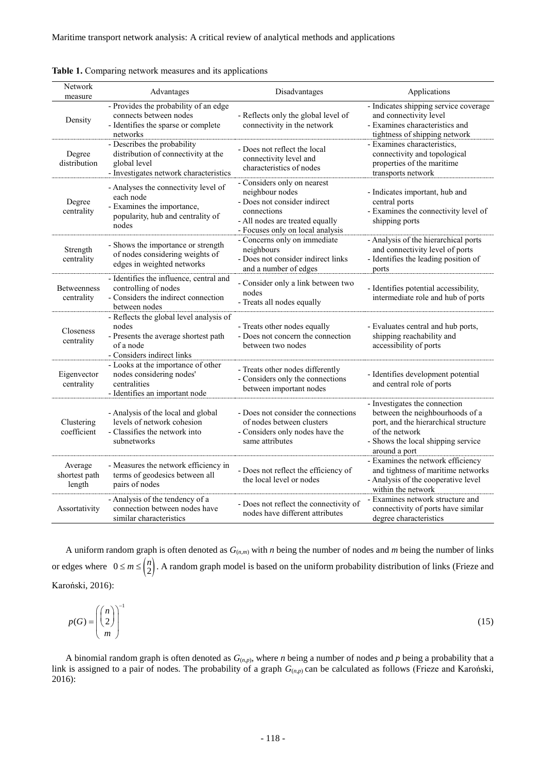**Table 1.** Comparing network measures and its applications

| Network measure | Advantages | Disadvantages | Applications |
|---|---|---|---|
| Density | - Provides the probability of an edge connects between nodes<br>- Identifies the sparse or complete networks | - Reflects only the global level of connectivity in the network | - Indicates shipping service coverage and connectivity level<br>- Examines characteristics and tightness of shipping network |
| Degree distribution | - Describes the probability distribution of connectivity at the global level<br>- Investigates network characteristics | - Does not reflect the local connectivity level and characteristics of nodes | - Examines characteristics, connectivity and topological properties of the maritime transports network |
| Degree centrality | - Analyses the connectivity level of each node<br>- Examines the importance, popularity, hub and centrality of nodes | - Considers only on nearest neighbour nodes<br>- Does not consider indirect connections<br>- All nodes are treated equally<br>- Focuses only on local analysis | - Indicates important, hub and central ports<br>- Examines the connectivity level of shipping ports |
| Strength centrality | - Shows the importance or strength of nodes considering weights of edges in weighted networks | - Concerns only on immediate neighbours<br>- Does not consider indirect links and a number of edges | - Analysis of the hierarchical ports and connectivity level of ports<br>- Identifies the leading position of ports |
| Betweenness centrality | - Identifies the influence, central and controlling of nodes<br>- Considers the indirect connection between nodes | - Consider only a link between two nodes<br>- Treats all nodes equally | - Identifies potential accessibility, intermediate role and hub of ports |
| Closeness centrality | - Reflects the global level analysis of nodes<br>- Presents the average shortest path of a node<br>- Considers indirect links | - Treats other nodes equally<br>- Does not concern the connection between two nodes | - Evaluates central and hub ports, shipping reachability and accessibility of ports |
| Eigenvector centrality | - Looks at the importance of other nodes considering nodes' centralities<br>- Identifies an important node | - Treats other nodes differently<br>- Considers only the connections between important nodes | - Identifies development potential and central role of ports |
| Clustering coefficient | - Analysis of the local and global levels of network cohesion<br>- Classifies the network into subnetworks | - Does not consider the connections of nodes between clusters<br>- Considers only nodes have the same attributes | - Investigates the connection between the neighbourhoods of a port, and the hierarchical structure of the network<br>- Shows the local shipping service around a port |
| Average shortest path length | - Measures the network efficiency in terms of geodesics between all pairs of nodes | - Does not reflect the efficiency of the local level or nodes | - Examines the network efficiency and tightness of maritime networks<br>- Analysis of the cooperative level within the network |
| Assortativity | - Analysis of the tendency of a connection between nodes have similar characteristics | - Does not reflect the connectivity of nodes have different attributes | - Examines network structure and connectivity of ports have similar degree characteristics |

A uniform random graph is often denoted as $G_{(n,m)}$ with $n$ being the number of nodes and $m$ being the number of links or edges where $0 \leq m \leq \binom{n}{2}$. A random graph model is based on the uniform probability distribution of links (Frieze and Karoński, 2016):

$$p(G) = \binom{\binom{n}{2}}{m}^{-1} \tag{15}$$

A binomial random graph is often denoted as $G_{(n,p)}$, where $n$ being a number of nodes and $p$ being a probability that a link is assigned to a pair of nodes. The probability of a graph $G_{(n,p)}$ can be calculated as follows (Frieze and Karoński, 2016):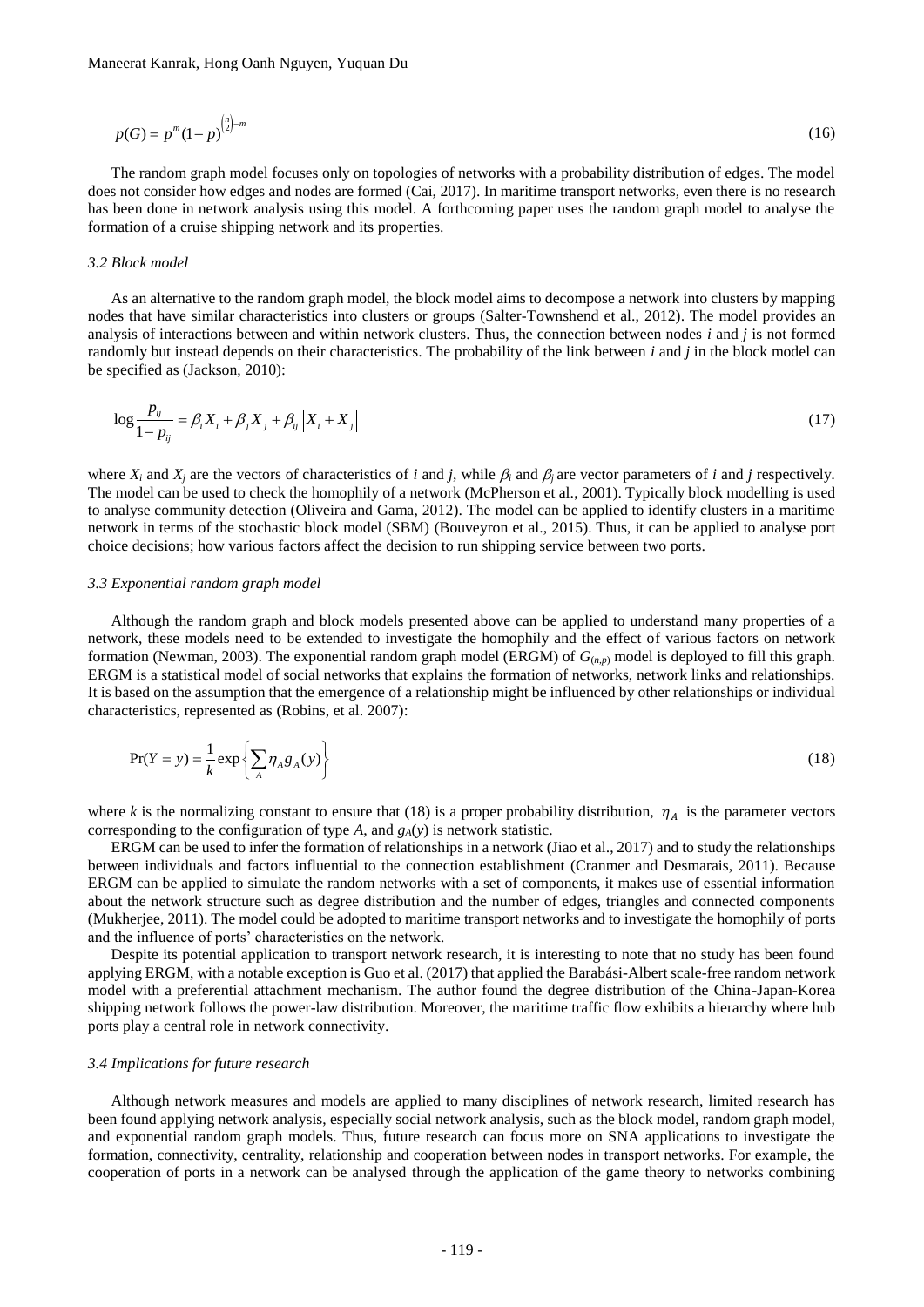$$p(G) = p^m (1-p)^{\binom{n}{2}-m} \tag{16}$$

The random graph model focuses only on topologies of networks with a probability distribution of edges. The model does not consider how edges and nodes are formed (Cai, 2017). In maritime transport networks, even there is no research has been done in network analysis using this model. A forthcoming paper uses the random graph model to analyse the formation of a cruise shipping network and its properties.

### *3.2 Block model*

As an alternative to the random graph model, the block model aims to decompose a network into clusters by mapping nodes that have similar characteristics into clusters or groups (Salter-Townshend et al., 2012). The model provides an analysis of interactions between and within network clusters. Thus, the connection between nodes *i* and *j* is not formed randomly but instead depends on their characteristics. The probability of the link between *i* and *j* in the block model can be specified as (Jackson, 2010):

$$\log \frac{p_{ij}}{1-p_{ij}} = \beta_i X_i + \beta_j X_j + \beta_{ij} \left| X_i + X_j \right| \tag{17}$$

where $X_i$ and $X_j$ are the vectors of characteristics of *i* and *j*, while $\beta_i$ and $\beta_j$ are vector parameters of *i* and *j* respectively. The model can be used to check the homophily of a network (McPherson et al., 2001). Typically block modelling is used to analyse community detection (Oliveira and Gama, 2012). The model can be applied to identify clusters in a maritime network in terms of the stochastic block model (SBM) (Bouveyron et al., 2015). Thus, it can be applied to analyse port choice decisions; how various factors affect the decision to run shipping service between two ports.

### *3.3 Exponential random graph model*

Although the random graph and block models presented above can be applied to understand many properties of a network, these models need to be extended to investigate the homophily and the effect of various factors on network formation (Newman, 2003). The exponential random graph model (ERGM) of $G_{(n,p)}$ model is deployed to fill this graph. ERGM is a statistical model of social networks that explains the formation of networks, network links and relationships. It is based on the assumption that the emergence of a relationship might be influenced by other relationships or individual characteristics, represented as (Robins, et al. 2007):

$$\Pr(Y = y) = \frac{1}{k} \exp\left\{ \sum_A \eta_A g_A(y) \right\} \tag{18}$$

where *k* is the normalizing constant to ensure that (18) is a proper probability distribution, $\eta_A$ is the parameter vectors corresponding to the configuration of type *A*, and $g_A(y)$ is network statistic.

ERGM can be used to infer the formation of relationships in a network (Jiao et al., 2017) and to study the relationships between individuals and factors influential to the connection establishment (Cranmer and Desmarais, 2011). Because ERGM can be applied to simulate the random networks with a set of components, it makes use of essential information about the network structure such as degree distribution and the number of edges, triangles and connected components (Mukherjee, 2011). The model could be adopted to maritime transport networks and to investigate the homophily of ports and the influence of ports' characteristics on the network.

Despite its potential application to transport network research, it is interesting to note that no study has been found applying ERGM, with a notable exception is Guo et al. (2017) that applied the Barabási-Albert scale-free random network model with a preferential attachment mechanism. The author found the degree distribution of the China-Japan-Korea shipping network follows the power-law distribution. Moreover, the maritime traffic flow exhibits a hierarchy where hub ports play a central role in network connectivity.

### *3.4 Implications for future research*

Although network measures and models are applied to many disciplines of network research, limited research has been found applying network analysis, especially social network analysis, such as the block model, random graph model, and exponential random graph models. Thus, future research can focus more on SNA applications to investigate the formation, connectivity, centrality, relationship and cooperation between nodes in transport networks. For example, the cooperation of ports in a network can be analysed through the application of the game theory to networks combining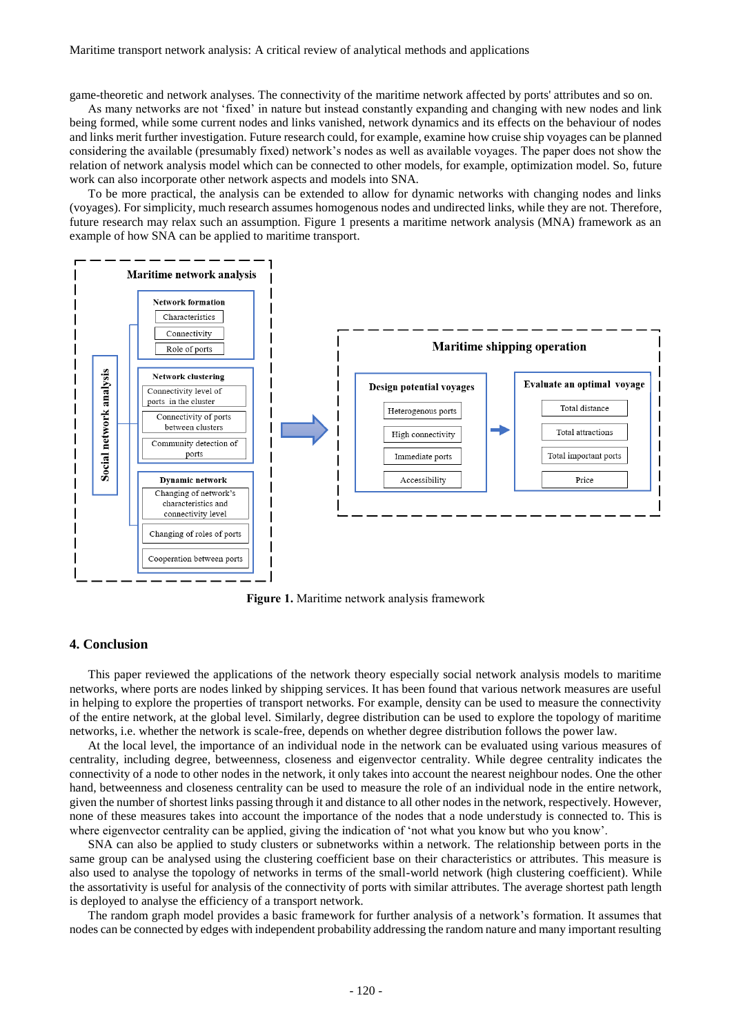game-theoretic and network analyses. The connectivity of the maritime network affected by ports' attributes and so on.

As many networks are not 'fixed' in nature but instead constantly expanding and changing with new nodes and link being formed, while some current nodes and links vanished, network dynamics and its effects on the behaviour of nodes and links merit further investigation. Future research could, for example, examine how cruise ship voyages can be planned considering the available (presumably fixed) network's nodes as well as available voyages. The paper does not show the relation of network analysis model which can be connected to other models, for example, optimization model. So, future work can also incorporate other network aspects and models into SNA.

To be more practical, the analysis can be extended to allow for dynamic networks with changing nodes and links (voyages). For simplicity, much research assumes homogenous nodes and undirected links, while they are not. Therefore, future research may relax such an assumption. Figure 1 presents a maritime network analysis (MNA) framework as an example of how SNA can be applied to maritime transport.

Maritime network analysis

Social network analysis

Network formation
- Characteristics
- Connectivity
- Role of ports

Network clustering
- Connectivity level of ports in the cluster
- Connectivity of ports between clusters
- Community detection of ports

Dynamic network
- Changing of network's characteristics and connectivity level
- Changing of roles of ports
- Cooperation between ports

Maritime shipping operation

Design potential voyages
- Heterogeneous ports
- High connectivity
- Immediate ports
- Accessibility

Evaluate an optimal voyage
- Total distance
- Total attractions
- Total important ports
- Price

**Figure 1.** Maritime network analysis framework

## 4. Conclusion

This paper reviewed the applications of the network theory especially social network analysis models to maritime networks, where ports are nodes linked by shipping services. It has been found that various network measures are useful in helping to explore the properties of transport networks. For example, density can be used to measure the connectivity of the entire network, at the global level. Similarly, degree distribution can be used to explore the topology of maritime networks, i.e. whether the network is scale-free, depends on whether degree distribution follows the power law.

At the local level, the importance of an individual node in the network can be evaluated using various measures of centrality, including degree, betweenness, closeness and eigenvector centrality. While degree centrality indicates the connectivity of a node to other nodes in the network, it only takes into account the nearest neighbour nodes. One the other hand, betweenness and closeness centrality can be used to measure the role of an individual node in the entire network, given the number of shortest links passing through it and distance to all other nodes in the network, respectively. However, none of these measures takes into account the importance of the nodes that a node understudy is connected to. This is where eigenvector centrality can be applied, giving the indication of 'not what you know but who you know'.

SNA can also be applied to study clusters or subnetworks within a network. The relationship between ports in the same group can be analysed using the clustering coefficient base on their characteristics or attributes. This measure is also used to analyse the topology of networks in terms of the small-world network (high clustering coefficient). While the assortativity is useful for analysis of the connectivity of ports with similar attributes. The average shortest path length is deployed to analyse the efficiency of a transport network.

The random graph model provides a basic framework for further analysis of a network's formation. It assumes that nodes can be connected by edges with independent probability addressing the random nature and many important resulting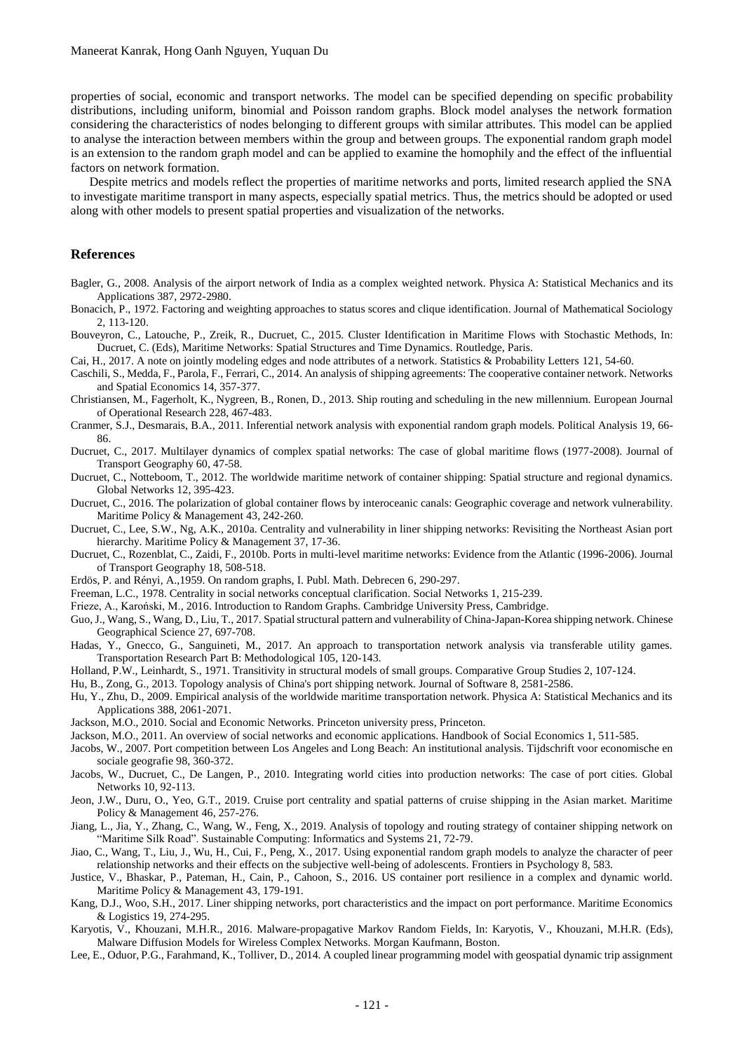properties of social, economic and transport networks. The model can be specified depending on specific probability distributions, including uniform, binomial and Poisson random graphs. Block model analyses the network formation considering the characteristics of nodes belonging to different groups with similar attributes. This model can be applied to analyse the interaction between members within the group and between groups. The exponential random graph model is an extension to the random graph model and can be applied to examine the homophily and the effect of the influential factors on network formation.

Despite metrics and models reflect the properties of maritime networks and ports, limited research applied the SNA to investigate maritime transport in many aspects, especially spatial metrics. Thus, the metrics should be adopted or used along with other models to present spatial properties and visualization of the networks.

## References

Bagler, G., 2008. Analysis of the airport network of India as a complex weighted network. Physica A: Statistical Mechanics and its Applications 387, 2972-2980.

Bonacich, P., 1972. Factoring and weighting approaches to status scores and clique identification. Journal of Mathematical Sociology 2, 113-120.

Bouveyron, C., Latouche, P., Zreik, R., Ducruet, C., 2015. Cluster Identification in Maritime Flows with Stochastic Methods, In: Ducruet, C. (Eds), Maritime Networks: Spatial Structures and Time Dynamics. Routledge, Paris.

Cai, H., 2017. A note on jointly modeling edges and node attributes of a network. Statistics & Probability Letters 121, 54-60.

Caschili, S., Medda, F., Parola, F., Ferrari, C., 2014. An analysis of shipping agreements: The cooperative container network. Networks and Spatial Economics 14, 357-377.

Christiansen, M., Fagerholt, K., Nygreen, B., Ronen, D., 2013. Ship routing and scheduling in the new millennium. European Journal of Operational Research 228, 467-483.

Cranmer, S.J., Desmarais, B.A., 2011. Inferential network analysis with exponential random graph models. Political Analysis 19, 66-86.

Ducruet, C., 2017. Multilayer dynamics of complex spatial networks: The case of global maritime flows (1977-2008). Journal of Transport Geography 60, 47-58.

Ducruet, C., Notteboom, T., 2012. The worldwide maritime network of container shipping: Spatial structure and regional dynamics. Global Networks 12, 395-423.

Ducruet, C., 2016. The polarization of global container flows by interoceanic canals: Geographic coverage and network vulnerability. Maritime Policy & Management 43, 242-260.

Ducruet, C., Lee, S.W., Ng, A.K., 2010a. Centrality and vulnerability in liner shipping networks: Revisiting the Northeast Asian port hierarchy. Maritime Policy & Management 37, 17-36.

Ducruet, C., Rozenblat, C., Zaidi, F., 2010b. Ports in multi-level maritime networks: Evidence from the Atlantic (1996-2006). Journal of Transport Geography 18, 508-518.

Erdös, P. and Rényi, A.,1959. On random graphs, I. Publ. Math. Debrecen 6, 290-297.

Freeman, L.C., 1978. Centrality in social networks conceptual clarification. Social Networks 1, 215-239.

Frieze, A., Karoński, M., 2016. Introduction to Random Graphs. Cambridge University Press, Cambridge.

Guo, J., Wang, S., Wang, D., Liu, T., 2017. Spatial structural pattern and vulnerability of China-Japan-Korea shipping network. Chinese Geographical Science 27, 697-708.

Hadas, Y., Gnecco, G., Sanguineti, M., 2017. An approach to transportation network analysis via transferable utility games. Transportation Research Part B: Methodological 105, 120-143.

Holland, P.W., Leinhardt, S., 1971. Transitivity in structural models of small groups. Comparative Group Studies 2, 107-124.

Hu, B., Zong, G., 2013. Topology analysis of China's port shipping network. Journal of Software 8, 2581-2586.

Hu, Y., Zhu, D., 2009. Empirical analysis of the worldwide maritime transportation network. Physica A: Statistical Mechanics and its Applications 388, 2061-2071.

Jackson, M.O., 2010. Social and Economic Networks. Princeton university press, Princeton.

Jackson, M.O., 2011. An overview of social networks and economic applications. Handbook of Social Economics 1, 511-585.

Jacobs, W., 2007. Port competition between Los Angeles and Long Beach: An institutional analysis. Tijdschrift voor economische en sociale geografie 98, 360-372.

Jacobs, W., Ducruet, C., De Langen, P., 2010. Integrating world cities into production networks: The case of port cities. Global Networks 10, 92-113.

Jeon, J.W., Duru, O., Yeo, G.T., 2019. Cruise port centrality and spatial patterns of cruise shipping in the Asian market. Maritime Policy & Management 46, 257-276.

Jiang, L., Jia, Y., Zhang, C., Wang, W., Feng, X., 2019. Analysis of topology and routing strategy of container shipping network on "Maritime Silk Road". Sustainable Computing: Informatics and Systems 21, 72-79.

Jiao, C., Wang, T., Liu, J., Wu, H., Cui, F., Peng, X., 2017. Using exponential random graph models to analyze the character of peer relationship networks and their effects on the subjective well-being of adolescents. Frontiers in Psychology 8, 583.

Justice, V., Bhaskar, P., Pateman, H., Cain, P., Cahoon, S., 2016. US container port resilience in a complex and dynamic world. Maritime Policy & Management 43, 179-191.

Kang, D.J., Woo, S.H., 2017. Liner shipping networks, port characteristics and the impact on port performance. Maritime Economics & Logistics 19, 274-295.

Karyotis, V., Khouzani, M.H.R., 2016. Malware-propagative Markov Random Fields, In: Karyotis, V., Khouzani, M.H.R. (Eds), Malware Diffusion Models for Wireless Complex Networks. Morgan Kaufmann, Boston.

Lee, E., Oduor, P.G., Farahmand, K., Tolliver, D., 2014. A coupled linear programming model with geospatial dynamic trip assignment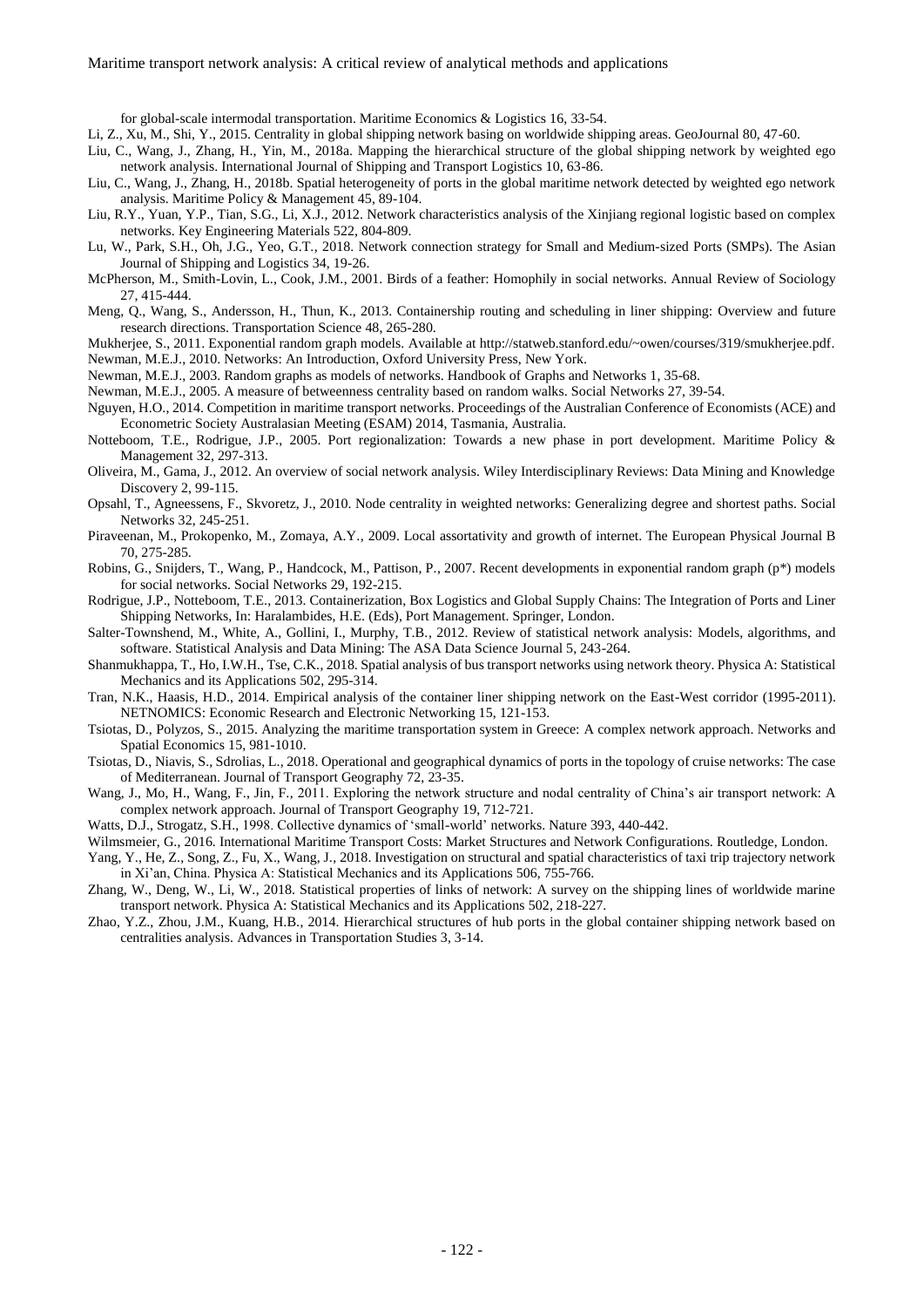for global-scale intermodal transportation. Maritime Economics & Logistics 16, 33-54.

Li, Z., Xu, M., Shi, Y., 2015. Centrality in global shipping network basing on worldwide shipping areas. GeoJournal 80, 47-60.

Liu, C., Wang, J., Zhang, H., Yin, M., 2018a. Mapping the hierarchical structure of the global shipping network by weighted ego network analysis. International Journal of Shipping and Transport Logistics 10, 63-86.

Liu, C., Wang, J., Zhang, H., 2018b. Spatial heterogeneity of ports in the global maritime network detected by weighted ego network analysis. Maritime Policy & Management 45, 89-104.

Liu, R.Y., Yuan, Y.P., Tian, S.G., Li, X.J., 2012. Network characteristics analysis of the Xinjiang regional logistic based on complex networks. Key Engineering Materials 522, 804-809.

Lu, W., Park, S.H., Oh, J.G., Yeo, G.T., 2018. Network connection strategy for Small and Medium-sized Ports (SMPs). The Asian Journal of Shipping and Logistics 34, 19-26.

McPherson, M., Smith-Lovin, L., Cook, J.M., 2001. Birds of a feather: Homophily in social networks. Annual Review of Sociology 27, 415-444.

Meng, Q., Wang, S., Andersson, H., Thun, K., 2013. Containership routing and scheduling in liner shipping: Overview and future research directions. Transportation Science 48, 265-280.

Mukherjee, S., 2011. Exponential random graph models. Available at http://statweb.stanford.edu/~owen/courses/319/smukherjee.pdf.

Newman, M.E.J., 2010. Networks: An Introduction, Oxford University Press, New York.

Newman, M.E.J., 2003. Random graphs as models of networks. Handbook of Graphs and Networks 1, 35-68.

Newman, M.E.J., 2005. A measure of betweenness centrality based on random walks. Social Networks 27, 39-54.

Nguyen, H.O., 2014. Competition in maritime transport networks. Proceedings of the Australian Conference of Economists (ACE) and Econometric Society Australasian Meeting (ESAM) 2014, Tasmania, Australia.

Notteboom, T.E., Rodrigue, J.P., 2005. Port regionalization: Towards a new phase in port development. Maritime Policy & Management 32, 297-313.

Oliveira, M., Gama, J., 2012. An overview of social network analysis. Wiley Interdisciplinary Reviews: Data Mining and Knowledge Discovery 2, 99-115.

Opsahl, T., Agneessens, F., Skvoretz, J., 2010. Node centrality in weighted networks: Generalizing degree and shortest paths. Social Networks 32, 245-251.

Piraveenan, M., Prokopenko, M., Zomaya, A.Y., 2009. Local assortativity and growth of internet. The European Physical Journal B 70, 275-285.

Robins, G., Snijders, T., Wang, P., Handcock, M., Pattison, P., 2007. Recent developments in exponential random graph (p*) models for social networks. Social Networks 29, 192-215.

Rodrigue, J.P., Notteboom, T.E., 2013. Containerization, Box Logistics and Global Supply Chains: The Integration of Ports and Liner Shipping Networks, In: Haralambides, H.E. (Eds), Port Management. Springer, London.

Salter-Townshend, M., White, A., Gollini, I., Murphy, T.B., 2012. Review of statistical network analysis: Models, algorithms, and software. Statistical Analysis and Data Mining: The ASA Data Science Journal 5, 243-264.

Shanmukhappa, T., Ho, I.W.H., Tse, C.K., 2018. Spatial analysis of bus transport networks using network theory. Physica A: Statistical Mechanics and its Applications 502, 295-314.

Tran, N.K., Haasis, H.D., 2014. Empirical analysis of the container liner shipping network on the East-West corridor (1995-2011). NETNOMICS: Economic Research and Electronic Networking 15, 121-153.

Tsiotas, D., Polyzos, S., 2015. Analyzing the maritime transportation system in Greece: A complex network approach. Networks and Spatial Economics 15, 981-1010.

Tsiotas, D., Niavis, S., Sdrolias, L., 2018. Operational and geographical dynamics of ports in the topology of cruise networks: The case of Mediterranean. Journal of Transport Geography 72, 23-35.

Wang, J., Mo, H., Wang, F., Jin, F., 2011. Exploring the network structure and nodal centrality of China's air transport network: A complex network approach. Journal of Transport Geography 19, 712-721.

Watts, D.J., Strogatz, S.H., 1998. Collective dynamics of 'small-world' networks. Nature 393, 440-442.

Wilmsmeier, G., 2016. International Maritime Transport Costs: Market Structures and Network Configurations. Routledge, London.

Yang, Y., He, Z., Song, Z., Fu, X., Wang, J., 2018. Investigation on structural and spatial characteristics of taxi trip trajectory network in Xi'an, China. Physica A: Statistical Mechanics and its Applications 506, 755-766.

Zhang, W., Deng, W., Li, W., 2018. Statistical properties of links of network: A survey on the shipping lines of worldwide marine transport network. Physica A: Statistical Mechanics and its Applications 502, 218-227.

Zhao, Y.Z., Zhou, J.M., Kuang, H.B., 2014. Hierarchical structures of hub ports in the global container shipping network based on centralities analysis. Advances in Transportation Studies 3, 3-14.